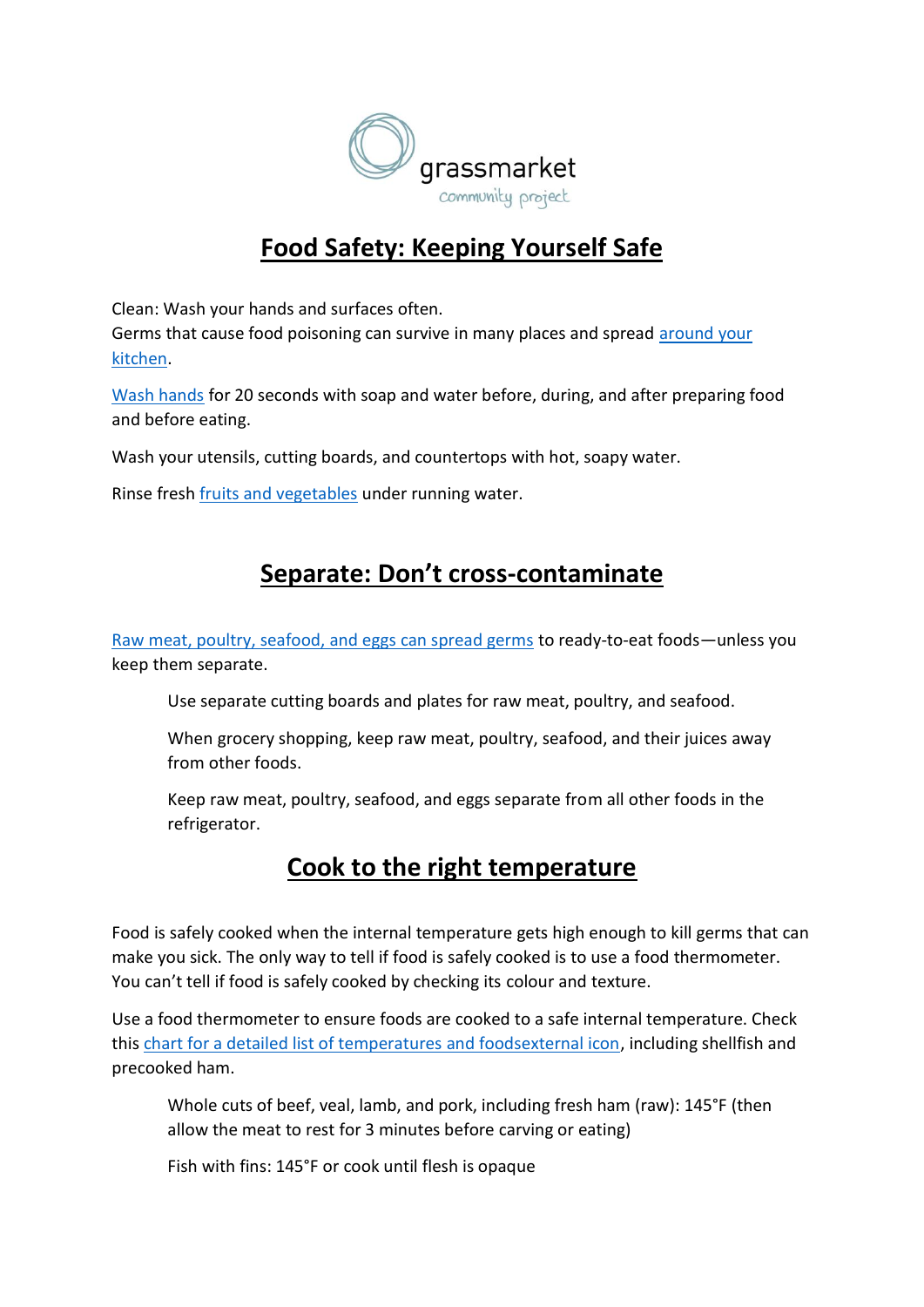grassmarket
community project

# Food Safety: Keeping Yourself Safe

Clean: Wash your hands and surfaces often.
Germs that cause food poisoning can survive in many places and spread around your kitchen.

Wash hands for 20 seconds with soap and water before, during, and after preparing food and before eating.

Wash your utensils, cutting boards, and countertops with hot, soapy water.

Rinse fresh fruits and vegetables under running water.

## Separate: Don't cross-contaminate

Raw meat, poultry, seafood, and eggs can spread germs to ready-to-eat foods—unless you keep them separate.

> Use separate cutting boards and plates for raw meat, poultry, and seafood.
>
> When grocery shopping, keep raw meat, poultry, seafood, and their juices away from other foods.
>
> Keep raw meat, poultry, seafood, and eggs separate from all other foods in the refrigerator.

## Cook to the right temperature

Food is safely cooked when the internal temperature gets high enough to kill germs that can make you sick. The only way to tell if food is safely cooked is to use a food thermometer. You can't tell if food is safely cooked by checking its colour and texture.

Use a food thermometer to ensure foods are cooked to a safe internal temperature. Check this chart for a detailed list of temperatures and foodsexternal icon, including shellfish and precooked ham.

> Whole cuts of beef, veal, lamb, and pork, including fresh ham (raw): 145°F (then allow the meat to rest for 3 minutes before carving or eating)
>
> Fish with fins: 145°F or cook until flesh is opaque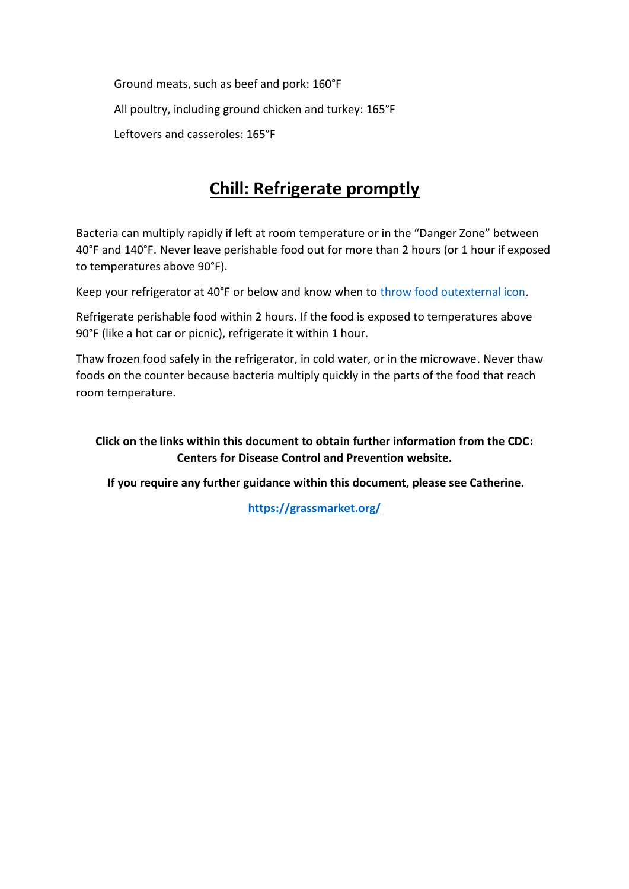Ground meats, such as beef and pork: 160°F

All poultry, including ground chicken and turkey: 165°F

Leftovers and casseroles: 165°F

## Chill: Refrigerate promptly

Bacteria can multiply rapidly if left at room temperature or in the "Danger Zone" between 40°F and 140°F. Never leave perishable food out for more than 2 hours (or 1 hour if exposed to temperatures above 90°F).

Keep your refrigerator at 40°F or below and know when to throw food outexternal icon.

Refrigerate perishable food within 2 hours. If the food is exposed to temperatures above 90°F (like a hot car or picnic), refrigerate it within 1 hour.

Thaw frozen food safely in the refrigerator, in cold water, or in the microwave. Never thaw foods on the counter because bacteria multiply quickly in the parts of the food that reach room temperature.

**Click on the links within this document to obtain further information from the CDC: Centers for Disease Control and Prevention website.**

**If you require any further guidance within this document, please see Catherine.**

**https://grassmarket.org/**